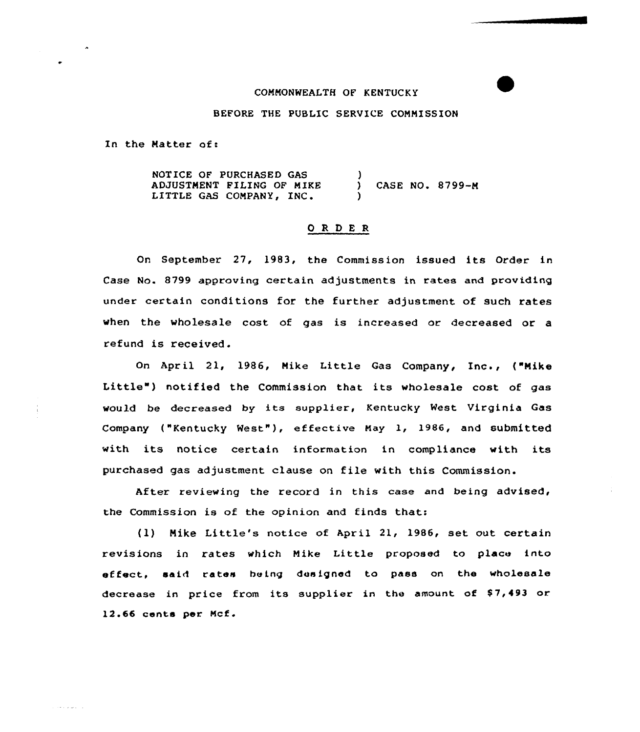COMMONWEALTH OF KENTUCKY

BEFORE THE PUBLIC SERVICE COMMISSION

In the Matter of:

NOTICE OF PURCHASED GAS ADJUSTMENT FILING OF MIKE LITTLE GAS COMPANY, INC. ) CASE NO. 8799-M

## O R D E R

On September 27, 1983, the Commission issued its Order in Case No. 8799 approving certain adjustments in rates and providing under certain conditions for the further adjustment of such rates when the wholesale cost of gas is increased or decreased or a refund is received.

On April 21, 1986, Mike Little Gas Company, Inc., ("Mike Little") notified the Commission that its wholesale cost of gas would be decreased by its supplier, Kentucky West Virginia Gas Company ("Kentucky West"), effective May 1, 1986, and submitted with its notice certain information in compliance with its purchased gas adjustment clause on file with this Commission.

After reviewing the record in this case and being advised, the Commission is of the opinion and finds that:

(1) Mike Little's notice of April 21, 1986, set out certain revisions in rates which Mike Little proposed to place into effect, said rates being designed to pass on the wholesale decrease in price from its supplier in the amount of $7,493 or 12.66 cents per Mcf.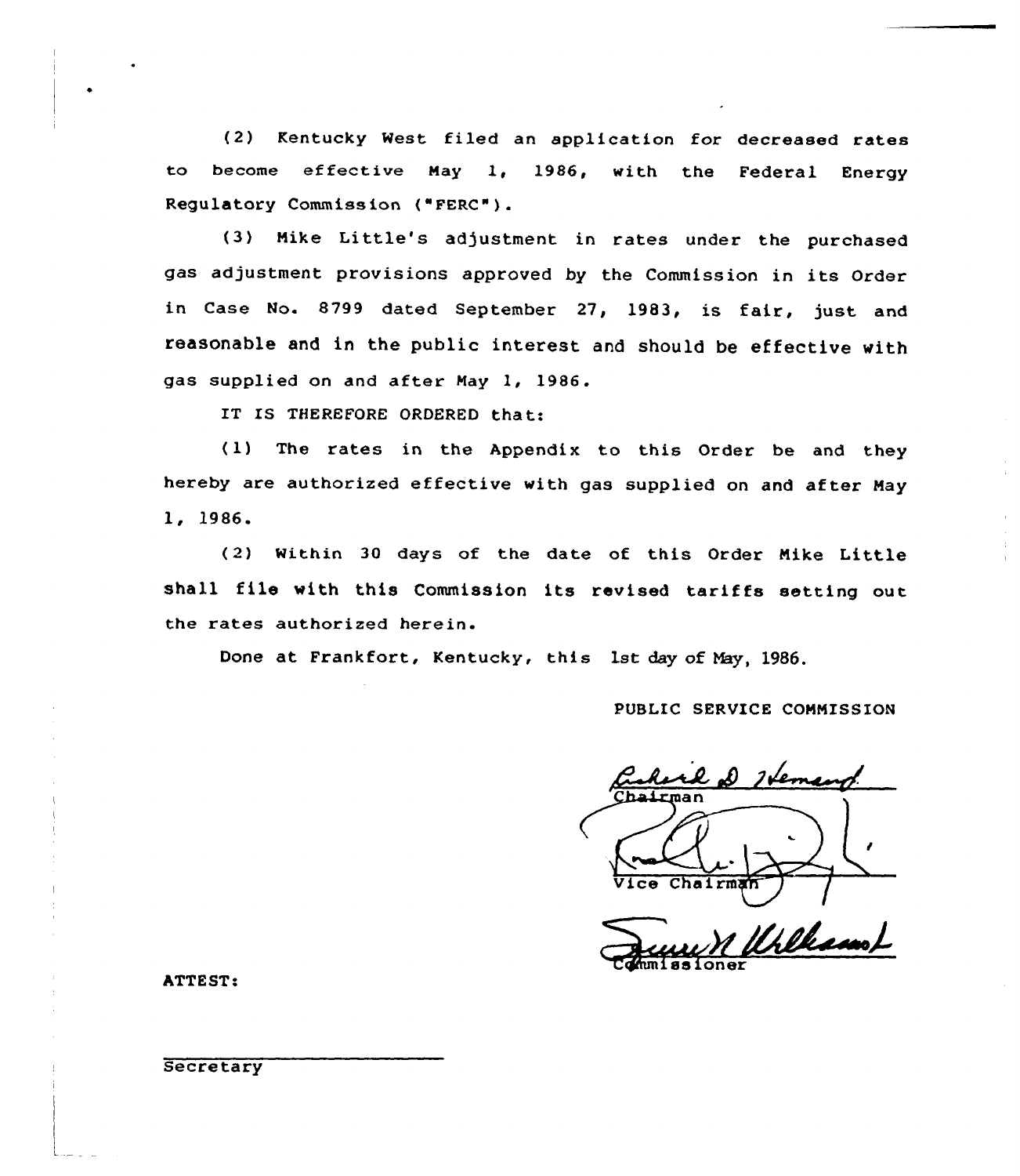(2) Kentucky West filed an application for decreased rates to become effective May 1, 1986, with the Federal Energy Regulatory Commission ("FERC").

(3) Mike Little's adjustment in rates under the purchased gas adjustment provisions approved by the Commission in its Order in Case No. 8799 dated September 27, 1983, is fair, just and reasonable and in the public interest and should be effective with gas supplied on and after May 1, 1986.

IT IS THEREFORE ORDERED that:

(1) The rates in the Appendix to this Order be and they hereby are authorized effective with gas supplied on and after May 1, 1986.

(2) Within 30 days of the date of this Order Mike Little shall file with this Commission its revised tariffs setting out the rates authorized herein.

Done at Frankfort, Kentucky, this 1st day of May, 1986.

PUBLIC SERVICE COMMISSION

Chairman

Vice Chairman

Commissioner

ATTEST:

Secretary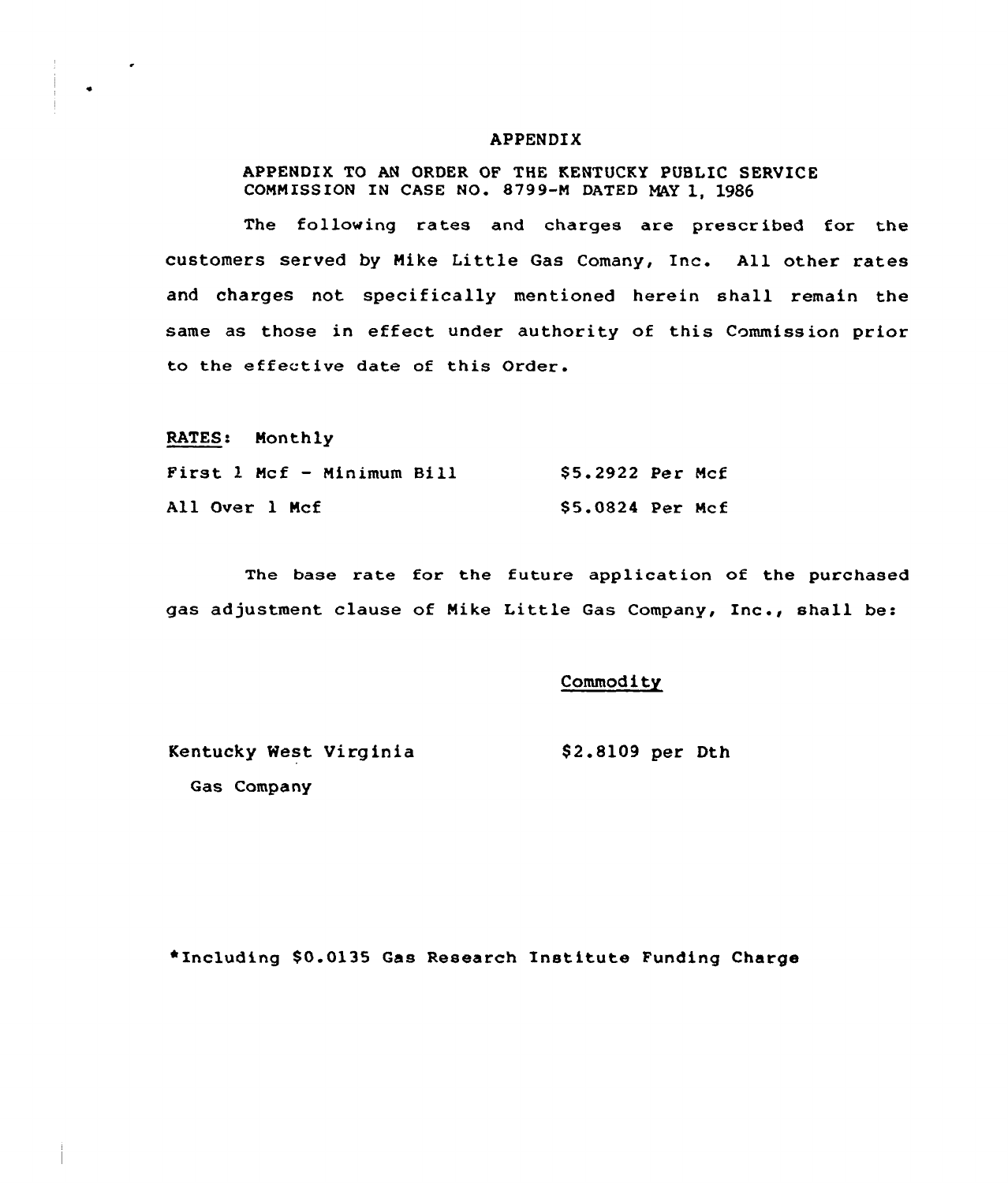# APPENDIX

APPENDIX TO AN ORDER OF THE KENTUCKY PUBLIC SERVICE COMMISSION IN CASE NO. 8799-M DATED MAY 1, 1986

The following rates and charges are prescribed for the customers served by Mike Little Gas Comany, Inc. All other rates and charges not specifically mentioned herein shall remain the same as those in effect under authority of this Commission prior to the effective date of this Order.

RATES: Monthly

| | |
|---|---|
| First 1 Mcf - Minimum Bill | $5.2922 Per Mcf |
| All Over 1 Mcf | $5.0824 Per Mcf |

The base rate for the future application of the purchased gas adjustment clause of Mike Little Gas Company, Inc., shall be:

| | Commodity |
|---|---|
| Kentucky West Virginia Gas Company | $2.8109 per Dth |

*Including $0.0135 Gas Research Institute Funding Charge